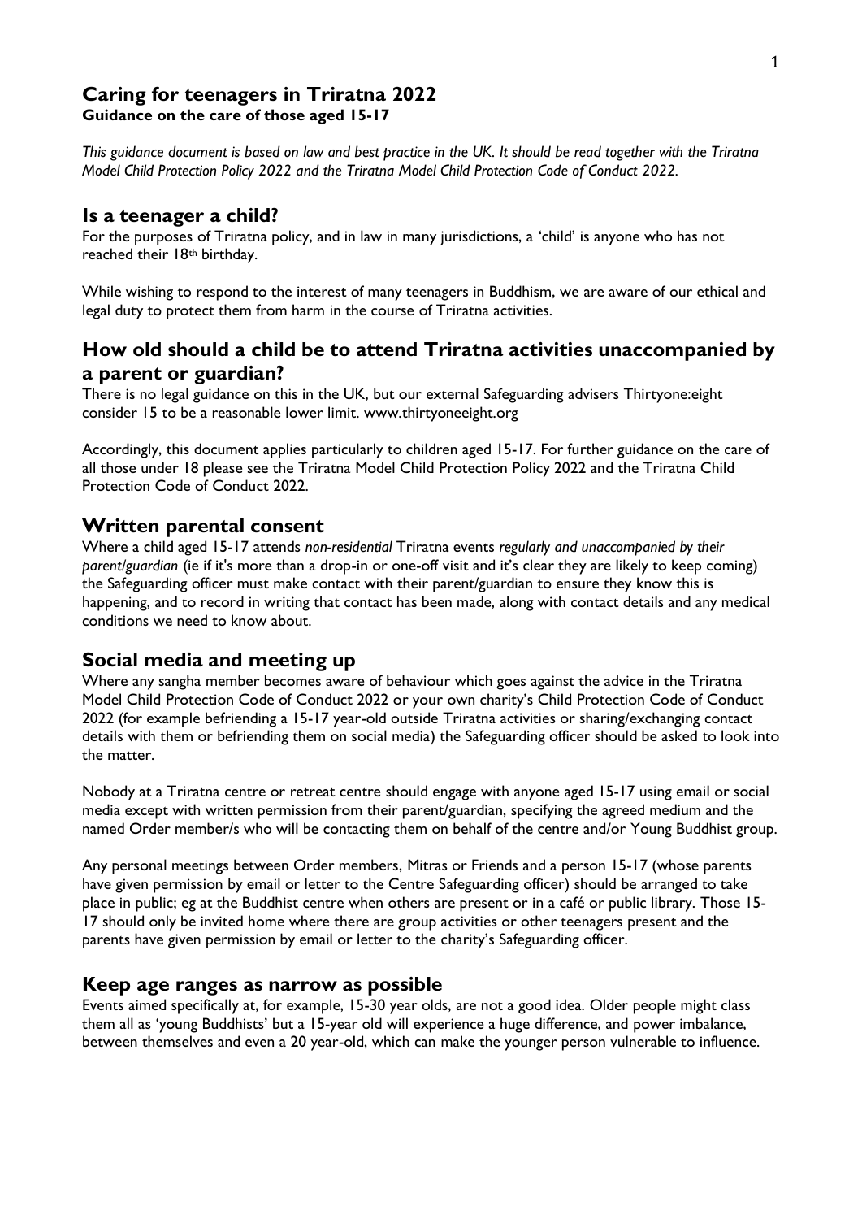# Caring for teenagers in Triratna 2022

**Guidance on the care of those aged 15-17**

*This guidance document is based on law and best practice in the UK. It should be read together with the Triratna Model Child Protection Policy 2022 and the Triratna Model Child Protection Code of Conduct 2022.*

## Is a teenager a child?

For the purposes of Triratna policy, and in law in many jurisdictions, a 'child' is anyone who has not reached their 18th birthday.

While wishing to respond to the interest of many teenagers in Buddhism, we are aware of our ethical and legal duty to protect them from harm in the course of Triratna activities.

## How old should a child be to attend Triratna activities unaccompanied by a parent or guardian?

There is no legal guidance on this in the UK, but our external Safeguarding advisers Thirtyone:eight consider 15 to be a reasonable lower limit. www.thirtyoneeight.org

Accordingly, this document applies particularly to children aged 15-17. For further guidance on the care of all those under 18 please see the Triratna Model Child Protection Policy 2022 and the Triratna Child Protection Code of Conduct 2022.

## Written parental consent

Where a child aged 15-17 attends *non-residential* Triratna events *regularly and unaccompanied by their parent/guardian* (ie if it's more than a drop-in or one-off visit and it's clear they are likely to keep coming) the Safeguarding officer must make contact with their parent/guardian to ensure they know this is happening, and to record in writing that contact has been made, along with contact details and any medical conditions we need to know about.

## Social media and meeting up

Where any sangha member becomes aware of behaviour which goes against the advice in the Triratna Model Child Protection Code of Conduct 2022 or your own charity's Child Protection Code of Conduct 2022 (for example befriending a 15-17 year-old outside Triratna activities or sharing/exchanging contact details with them or befriending them on social media) the Safeguarding officer should be asked to look into the matter.

Nobody at a Triratna centre or retreat centre should engage with anyone aged 15-17 using email or social media except with written permission from their parent/guardian, specifying the agreed medium and the named Order member/s who will be contacting them on behalf of the centre and/or Young Buddhist group.

Any personal meetings between Order members, Mitras or Friends and a person 15-17 (whose parents have given permission by email or letter to the Centre Safeguarding officer) should be arranged to take place in public; eg at the Buddhist centre when others are present or in a café or public library. Those 15-17 should only be invited home where there are group activities or other teenagers present and the parents have given permission by email or letter to the charity's Safeguarding officer.

## Keep age ranges as narrow as possible

Events aimed specifically at, for example, 15-30 year olds, are not a good idea. Older people might class them all as 'young Buddhists' but a 15-year old will experience a huge difference, and power imbalance, between themselves and even a 20 year-old, which can make the younger person vulnerable to influence.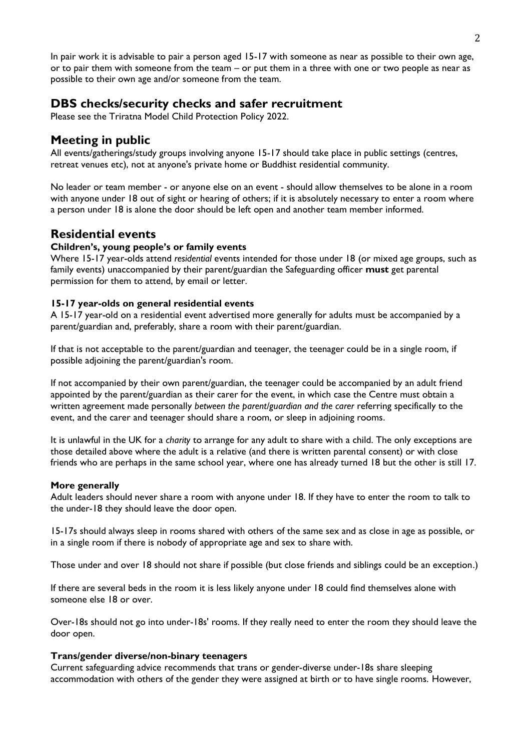In pair work it is advisable to pair a person aged 15-17 with someone as near as possible to their own age, or to pair them with someone from the team – or put them in a three with one or two people as near as possible to their own age and/or someone from the team.

## DBS checks/security checks and safer recruitment

Please see the Triratna Model Child Protection Policy 2022.

## Meeting in public

All events/gatherings/study groups involving anyone 15-17 should take place in public settings (centres, retreat venues etc), not at anyone's private home or Buddhist residential community.

No leader or team member - or anyone else on an event - should allow themselves to be alone in a room with anyone under 18 out of sight or hearing of others; if it is absolutely necessary to enter a room where a person under 18 is alone the door should be left open and another team member informed.

## Residential events

### Children's, young people's or family events

Where 15-17 year-olds attend *residential* events intended for those under 18 (or mixed age groups, such as family events) unaccompanied by their parent/guardian the Safeguarding officer **must** get parental permission for them to attend, by email or letter.

### 15-17 year-olds on general residential events

A 15-17 year-old on a residential event advertised more generally for adults must be accompanied by a parent/guardian and, preferably, share a room with their parent/guardian.

If that is not acceptable to the parent/guardian and teenager, the teenager could be in a single room, if possible adjoining the parent/guardian's room.

If not accompanied by their own parent/guardian, the teenager could be accompanied by an adult friend appointed by the parent/guardian as their carer for the event, in which case the Centre must obtain a written agreement made personally *between the parent/guardian and the carer* referring specifically to the event, and the carer and teenager should share a room, or sleep in adjoining rooms.

It is unlawful in the UK for a *charity* to arrange for any adult to share with a child. The only exceptions are those detailed above where the adult is a relative (and there is written parental consent) or with close friends who are perhaps in the same school year, where one has already turned 18 but the other is still 17.

### More generally

Adult leaders should never share a room with anyone under 18. If they have to enter the room to talk to the under-18 they should leave the door open.

15-17s should always sleep in rooms shared with others of the same sex and as close in age as possible, or in a single room if there is nobody of appropriate age and sex to share with.

Those under and over 18 should not share if possible (but close friends and siblings could be an exception.)

If there are several beds in the room it is less likely anyone under 18 could find themselves alone with someone else 18 or over.

Over-18s should not go into under-18s' rooms. If they really need to enter the room they should leave the door open.

### Trans/gender diverse/non-binary teenagers

Current safeguarding advice recommends that trans or gender-diverse under-18s share sleeping accommodation with others of the gender they were assigned at birth or to have single rooms. However,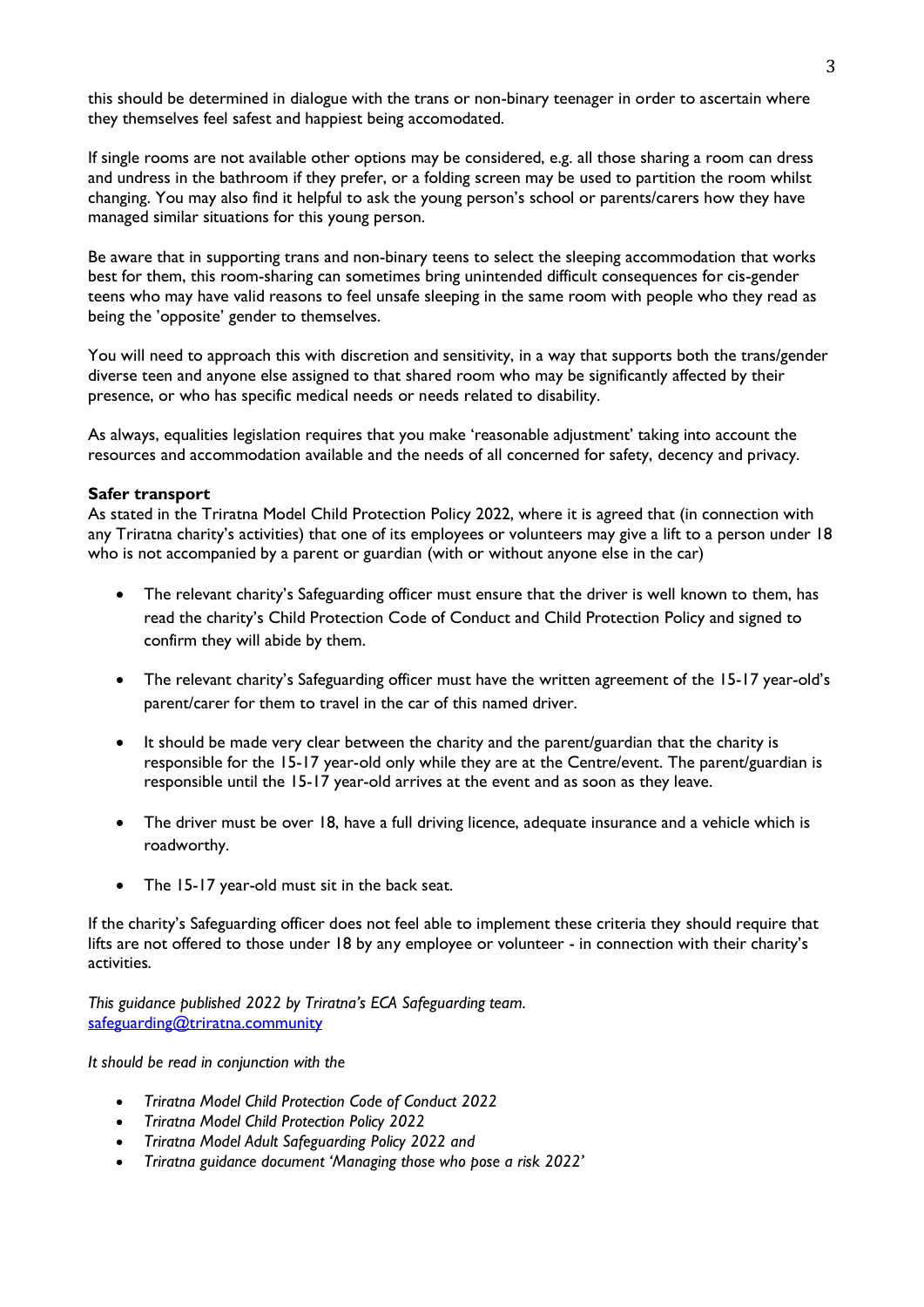this should be determined in dialogue with the trans or non-binary teenager in order to ascertain where they themselves feel safest and happiest being accomodated.

If single rooms are not available other options may be considered, e.g. all those sharing a room can dress and undress in the bathroom if they prefer, or a folding screen may be used to partition the room whilst changing. You may also find it helpful to ask the young person's school or parents/carers how they have managed similar situations for this young person.

Be aware that in supporting trans and non-binary teens to select the sleeping accommodation that works best for them, this room-sharing can sometimes bring unintended difficult consequences for cis-gender teens who may have valid reasons to feel unsafe sleeping in the same room with people who they read as being the 'opposite' gender to themselves.

You will need to approach this with discretion and sensitivity, in a way that supports both the trans/gender diverse teen and anyone else assigned to that shared room who may be significantly affected by their presence, or who has specific medical needs or needs related to disability.

As always, equalities legislation requires that you make 'reasonable adjustment' taking into account the resources and accommodation available and the needs of all concerned for safety, decency and privacy.

**Safer transport**

As stated in the Triratna Model Child Protection Policy 2022, where it is agreed that (in connection with any Triratna charity's activities) that one of its employees or volunteers may give a lift to a person under 18 who is not accompanied by a parent or guardian (with or without anyone else in the car)

- The relevant charity's Safeguarding officer must ensure that the driver is well known to them, has read the charity's Child Protection Code of Conduct and Child Protection Policy and signed to confirm they will abide by them.
- The relevant charity's Safeguarding officer must have the written agreement of the 15-17 year-old's parent/carer for them to travel in the car of this named driver.
- It should be made very clear between the charity and the parent/guardian that the charity is responsible for the 15-17 year-old only while they are at the Centre/event. The parent/guardian is responsible until the 15-17 year-old arrives at the event and as soon as they leave.
- The driver must be over 18, have a full driving licence, adequate insurance and a vehicle which is roadworthy.
- The 15-17 year-old must sit in the back seat.

If the charity's Safeguarding officer does not feel able to implement these criteria they should require that lifts are not offered to those under 18 by any employee or volunteer - in connection with their charity's activities.

*This guidance published 2022 by Triratna's ECA Safeguarding team.*
safeguarding@triratna.community

*It should be read in conjunction with the*

- *Triratna Model Child Protection Code of Conduct 2022*
- *Triratna Model Child Protection Policy 2022*
- *Triratna Model Adult Safeguarding Policy 2022 and*
- *Triratna guidance document 'Managing those who pose a risk 2022'*